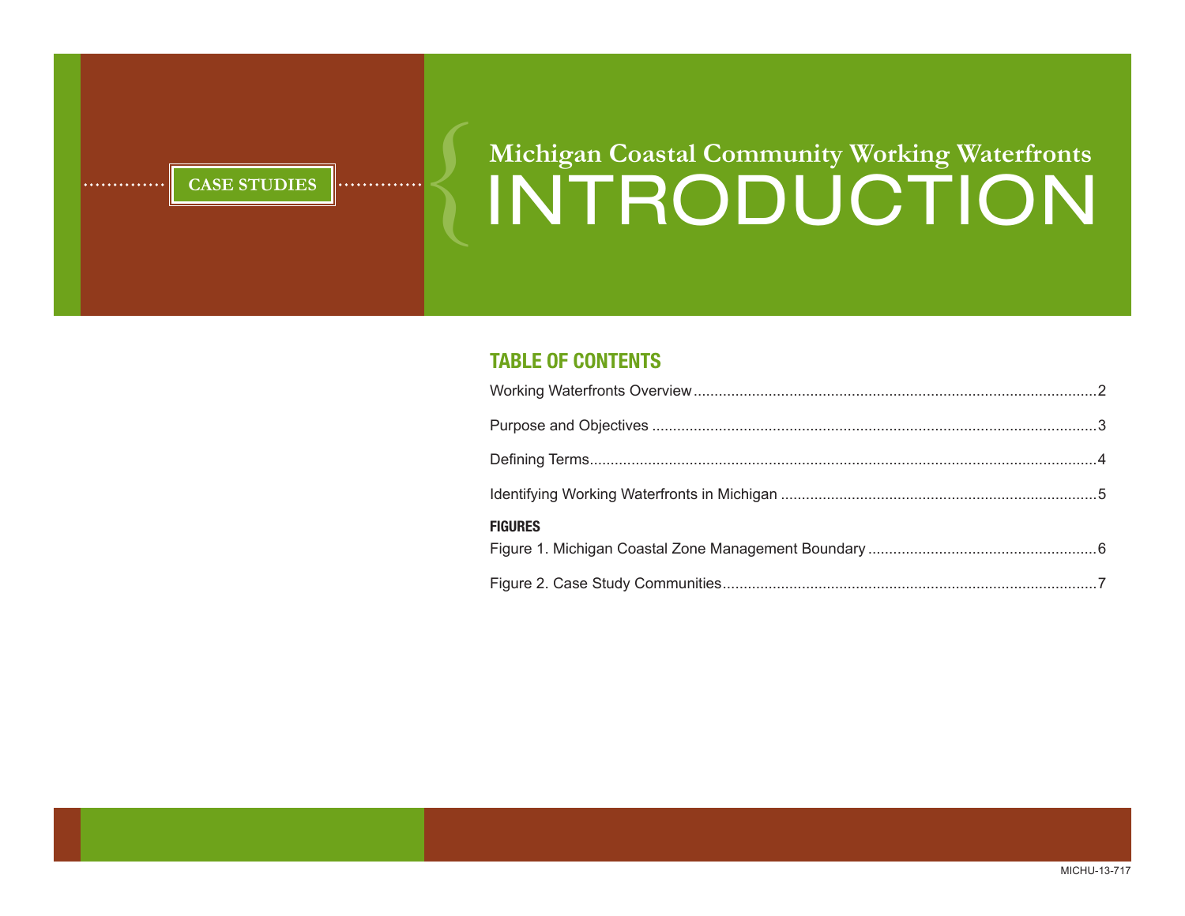CASE STUDIES

# Michigan Coastal Community Working Waterfronts
# INTRODUCTION

## TABLE OF CONTENTS

Working Waterfronts Overview ........................................ 2

Purpose and Objectives ........................................ 3

Defining Terms ........................................ 4

Identifying Working Waterfronts in Michigan ........................................ 5

**FIGURES**

Figure 1. Michigan Coastal Zone Management Boundary ........................................ 6

Figure 2. Case Study Communities ........................................ 7

MICHU-13-717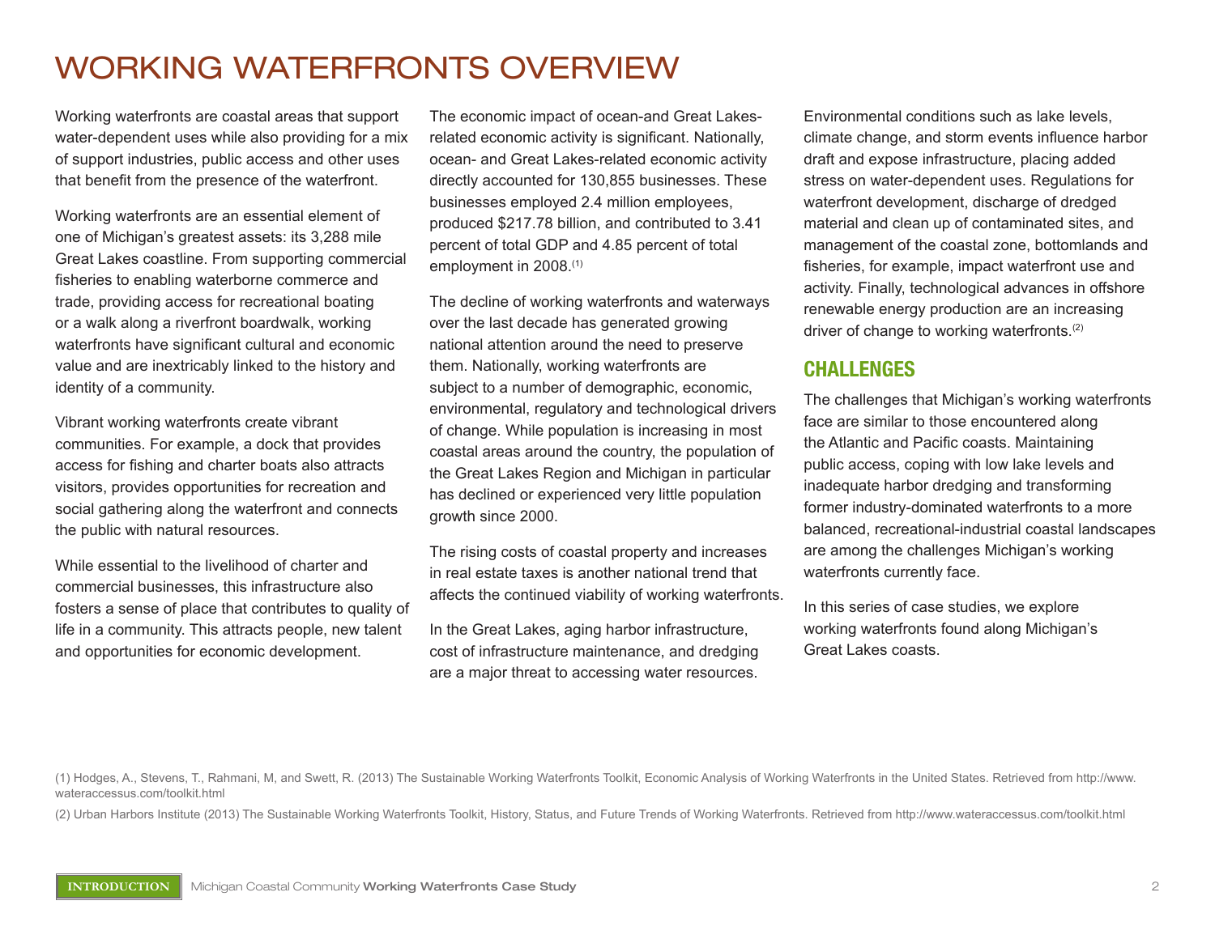# WORKING WATERFRONTS OVERVIEW

Working waterfronts are coastal areas that support water-dependent uses while also providing for a mix of support industries, public access and other uses that benefit from the presence of the waterfront.

Working waterfronts are an essential element of one of Michigan's greatest assets: its 3,288 mile Great Lakes coastline. From supporting commercial fisheries to enabling waterborne commerce and trade, providing access for recreational boating or a walk along a riverfront boardwalk, working waterfronts have significant cultural and economic value and are inextricably linked to the history and identity of a community.

Vibrant working waterfronts create vibrant communities. For example, a dock that provides access for fishing and charter boats also attracts visitors, provides opportunities for recreation and social gathering along the waterfront and connects the public with natural resources.

While essential to the livelihood of charter and commercial businesses, this infrastructure also fosters a sense of place that contributes to quality of life in a community. This attracts people, new talent and opportunities for economic development.

The economic impact of ocean-and Great Lakes-related economic activity is significant. Nationally, ocean- and Great Lakes-related economic activity directly accounted for 130,855 businesses. These businesses employed 2.4 million employees, produced $217.78 billion, and contributed to 3.41 percent of total GDP and 4.85 percent of total employment in 2008.[1]

The decline of working waterfronts and waterways over the last decade has generated growing national attention around the need to preserve them. Nationally, working waterfronts are subject to a number of demographic, economic, environmental, regulatory and technological drivers of change. While population is increasing in most coastal areas around the country, the population of the Great Lakes Region and Michigan in particular has declined or experienced very little population growth since 2000.

The rising costs of coastal property and increases in real estate taxes is another national trend that affects the continued viability of working waterfronts.

In the Great Lakes, aging harbor infrastructure, cost of infrastructure maintenance, and dredging are a major threat to accessing water resources.

Environmental conditions such as lake levels, climate change, and storm events influence harbor draft and expose infrastructure, placing added stress on water-dependent uses. Regulations for waterfront development, discharge of dredged material and clean up of contaminated sites, and management of the coastal zone, bottomlands and fisheries, for example, impact waterfront use and activity. Finally, technological advances in offshore renewable energy production are an increasing driver of change to working waterfronts.[2]

## CHALLENGES

The challenges that Michigan's working waterfronts face are similar to those encountered along the Atlantic and Pacific coasts. Maintaining public access, coping with low lake levels and inadequate harbor dredging and transforming former industry-dominated waterfronts to a more balanced, recreational-industrial coastal landscapes are among the challenges Michigan's working waterfronts currently face.

In this series of case studies, we explore working waterfronts found along Michigan's Great Lakes coasts.

(1) Hodges, A., Stevens, T., Rahmani, M, and Swett, R. (2013) The Sustainable Working Waterfronts Toolkit, Economic Analysis of Working Waterfronts in the United States. Retrieved from http://www.wateraccessus.com/toolkit.html

(2) Urban Harbors Institute (2013) The Sustainable Working Waterfronts Toolkit, History, Status, and Future Trends of Working Waterfronts. Retrieved from http://www.wateraccessus.com/toolkit.html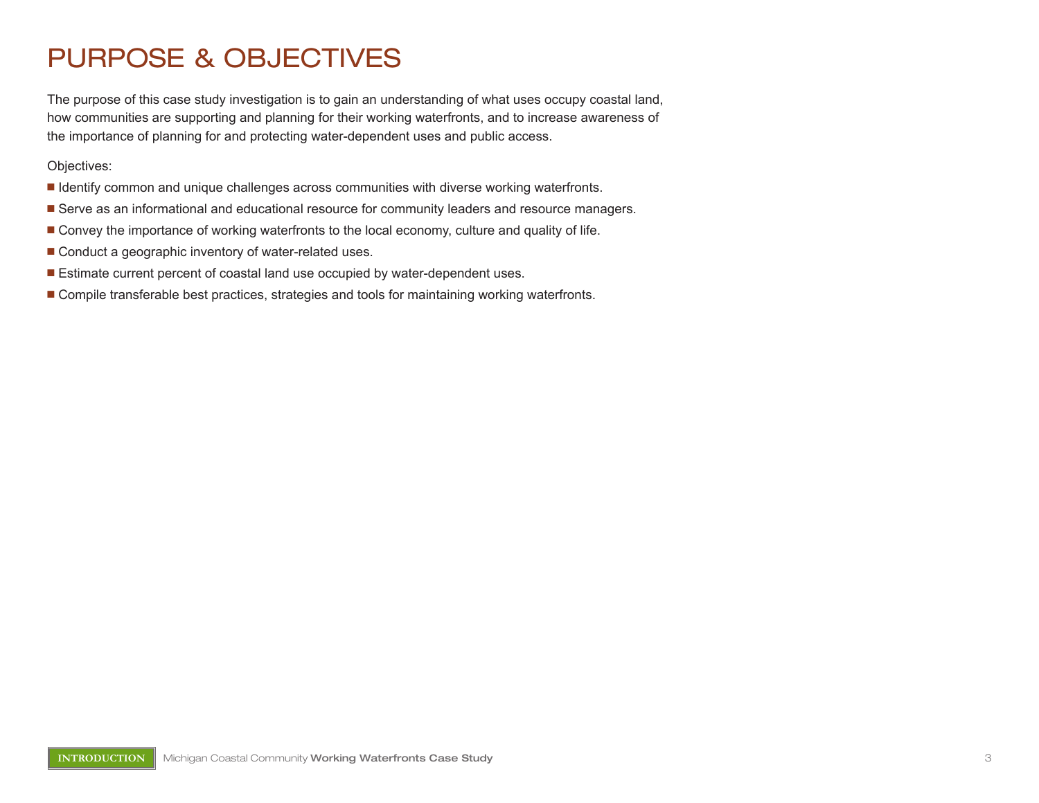# PURPOSE & OBJECTIVES

The purpose of this case study investigation is to gain an understanding of what uses occupy coastal land, how communities are supporting and planning for their working waterfronts, and to increase awareness of the importance of planning for and protecting water-dependent uses and public access.

Objectives:

- Identify common and unique challenges across communities with diverse working waterfronts.
- Serve as an informational and educational resource for community leaders and resource managers.
- Convey the importance of working waterfronts to the local economy, culture and quality of life.
- Conduct a geographic inventory of water-related uses.
- Estimate current percent of coastal land use occupied by water-dependent uses.
- Compile transferable best practices, strategies and tools for maintaining working waterfronts.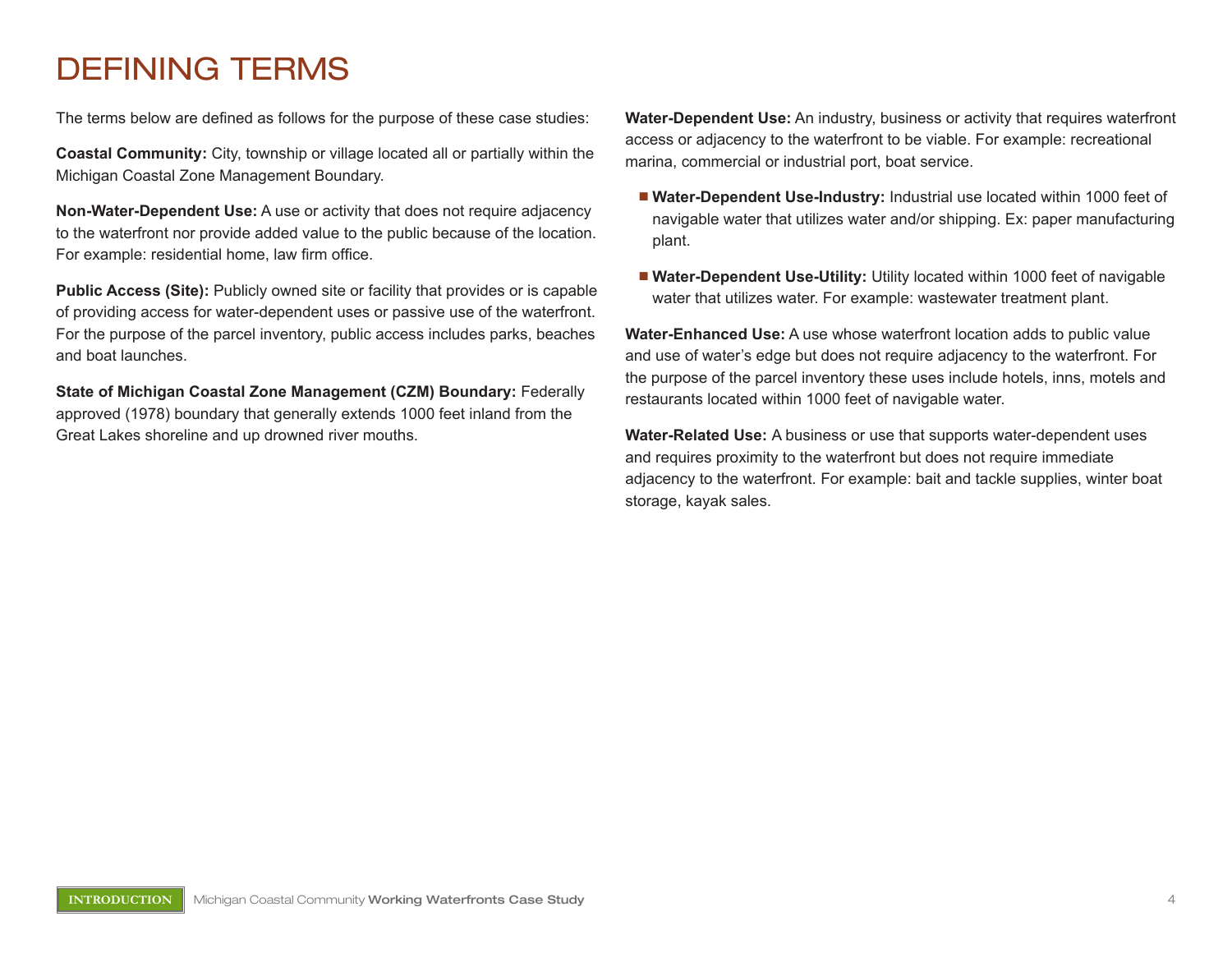# DEFINING TERMS

The terms below are defined as follows for the purpose of these case studies:

**Coastal Community:** City, township or village located all or partially within the Michigan Coastal Zone Management Boundary.

**Non-Water-Dependent Use:** A use or activity that does not require adjacency to the waterfront nor provide added value to the public because of the location. For example: residential home, law firm office.

**Public Access (Site):** Publicly owned site or facility that provides or is capable of providing access for water-dependent uses or passive use of the waterfront. For the purpose of the parcel inventory, public access includes parks, beaches and boat launches.

**State of Michigan Coastal Zone Management (CZM) Boundary:** Federally approved (1978) boundary that generally extends 1000 feet inland from the Great Lakes shoreline and up drowned river mouths.

**Water-Dependent Use:** An industry, business or activity that requires waterfront access or adjacency to the waterfront to be viable. For example: recreational marina, commercial or industrial port, boat service.

- **Water-Dependent Use-Industry:** Industrial use located within 1000 feet of navigable water that utilizes water and/or shipping. Ex: paper manufacturing plant.
- **Water-Dependent Use-Utility:** Utility located within 1000 feet of navigable water that utilizes water. For example: wastewater treatment plant.

**Water-Enhanced Use:** A use whose waterfront location adds to public value and use of water's edge but does not require adjacency to the waterfront. For the purpose of the parcel inventory these uses include hotels, inns, motels and restaurants located within 1000 feet of navigable water.

**Water-Related Use:** A business or use that supports water-dependent uses and requires proximity to the waterfront but does not require immediate adjacency to the waterfront. For example: bait and tackle supplies, winter boat storage, kayak sales.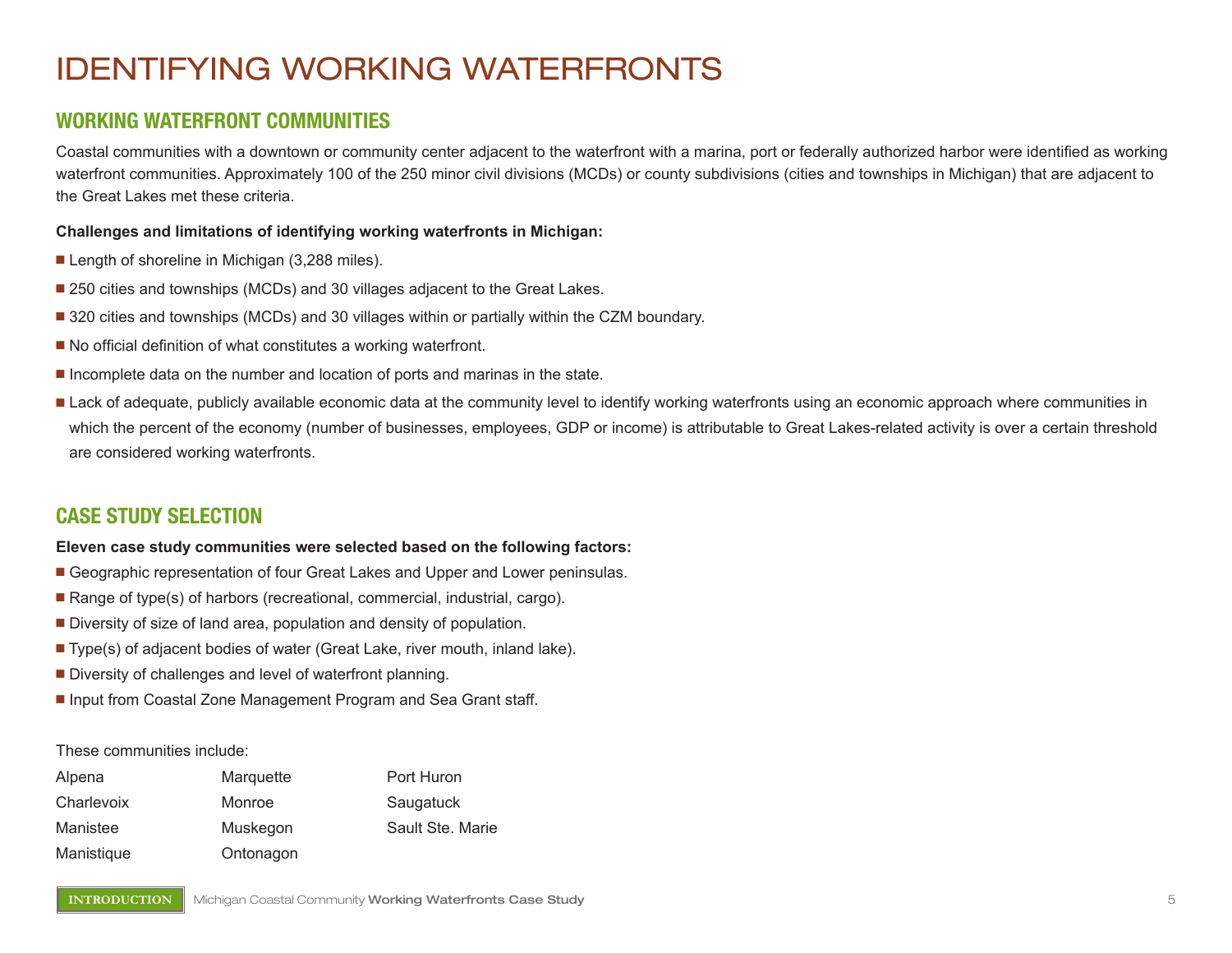# IDENTIFYING WORKING WATERFRONTS

## WORKING WATERFRONT COMMUNITIES

Coastal communities with a downtown or community center adjacent to the waterfront with a marina, port or federally authorized harbor were identified as working waterfront communities. Approximately 100 of the 250 minor civil divisions (MCDs) or county subdivisions (cities and townships in Michigan) that are adjacent to the Great Lakes met these criteria.

**Challenges and limitations of identifying working waterfronts in Michigan:**

- Length of shoreline in Michigan (3,288 miles).
- 250 cities and townships (MCDs) and 30 villages adjacent to the Great Lakes.
- 320 cities and townships (MCDs) and 30 villages within or partially within the CZM boundary.
- No official definition of what constitutes a working waterfront.
- Incomplete data on the number and location of ports and marinas in the state.
- Lack of adequate, publicly available economic data at the community level to identify working waterfronts using an economic approach where communities in which the percent of the economy (number of businesses, employees, GDP or income) is attributable to Great Lakes-related activity is over a certain threshold are considered working waterfronts.

## CASE STUDY SELECTION

**Eleven case study communities were selected based on the following factors:**

- Geographic representation of four Great Lakes and Upper and Lower peninsulas.
- Range of type(s) of harbors (recreational, commercial, industrial, cargo).
- Diversity of size of land area, population and density of population.
- Type(s) of adjacent bodies of water (Great Lake, river mouth, inland lake).
- Diversity of challenges and level of waterfront planning.
- Input from Coastal Zone Management Program and Sea Grant staff.

These communities include:

- Alpena
- Charlevoix
- Manistee
- Manistique
- Marquette
- Monroe
- Muskegon
- Ontonagon
- Port Huron
- Saugatuck
- Sault Ste. Marie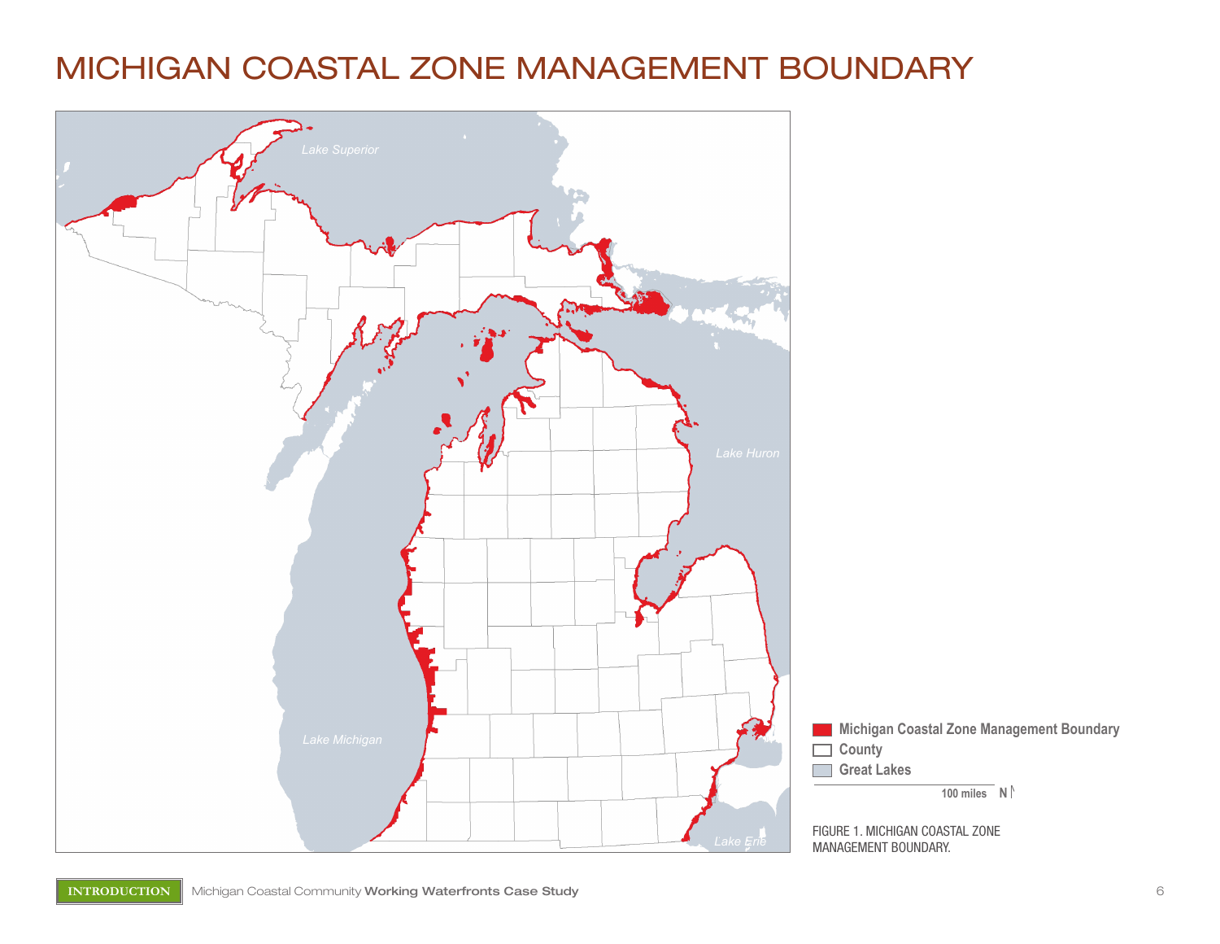# MICHIGAN COASTAL ZONE MANAGEMENT BOUNDARY

Lake Superior

Lake Huron

Lake Michigan

Lake Erie

- Michigan Coastal Zone Management Boundary
- County
- Great Lakes

100 miles N

FIGURE 1. MICHIGAN COASTAL ZONE MANAGEMENT BOUNDARY.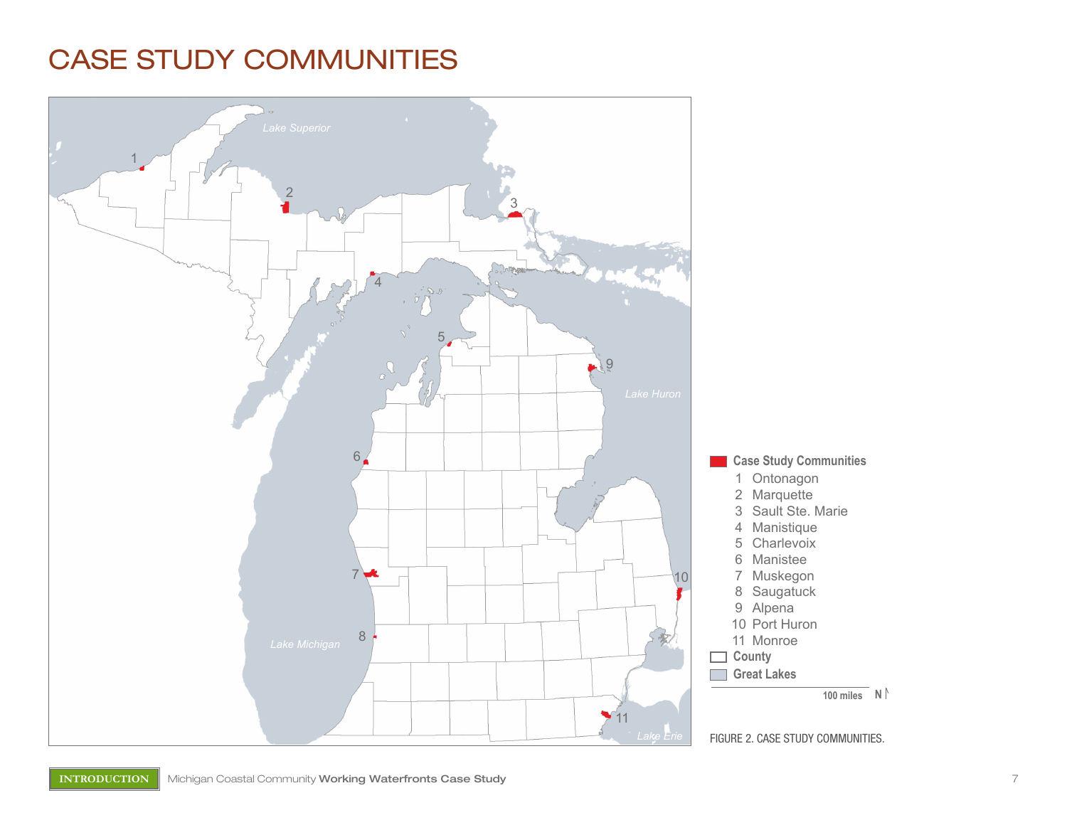# CASE STUDY COMMUNITIES

Lake Superior

Lake Huron

Lake Michigan

Lake Erie

1
2
3
4
5
6
7
8
9
10
11

**Case Study Communities**

1 Ontonagon
2 Marquette
3 Sault Ste. Marie
4 Manistique
5 Charlevoix
6 Manistee
7 Muskegon
8 Saugatuck
9 Alpena
10 Port Huron
11 Monroe

**County**

**Great Lakes**

100 miles

N

FIGURE 2. CASE STUDY COMMUNITIES.